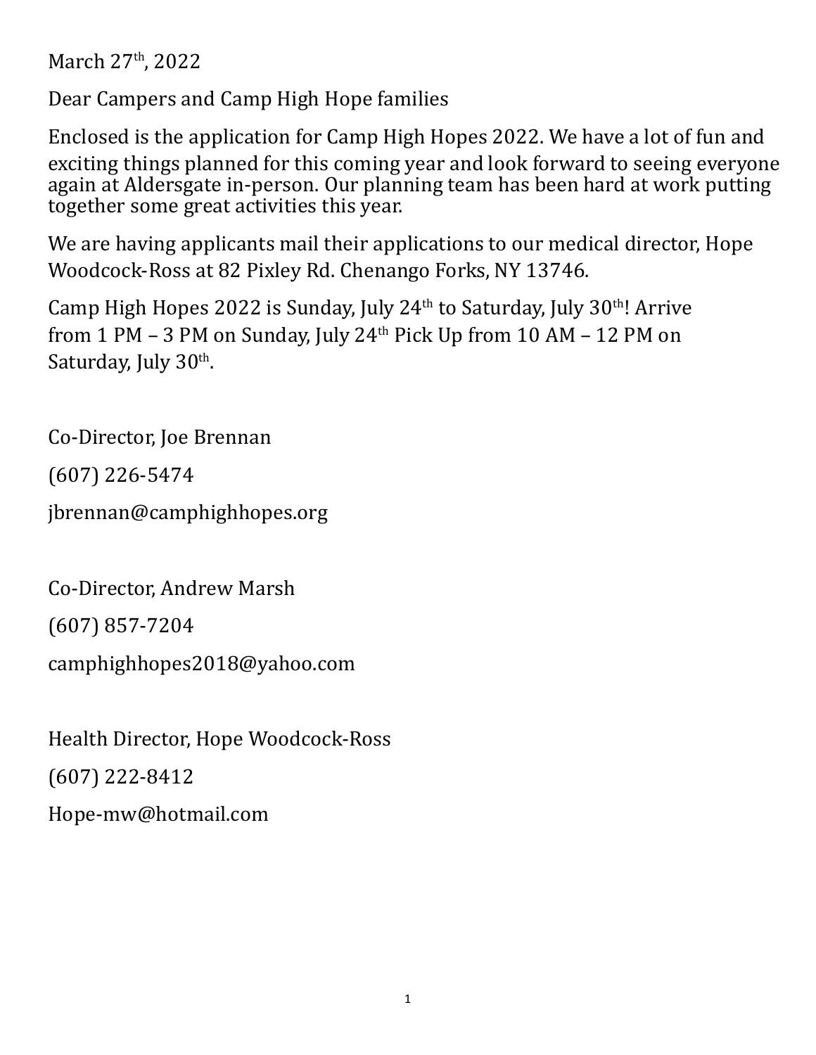March 27th, 2022

Dear Campers and Camp High Hope families

Enclosed is the application for Camp High Hopes 2022. We have a lot of fun and exciting things planned for this coming year and look forward to seeing everyone again at Aldersgate in-person. Our planning team has been hard at work putting together some great activities this year.

We are having applicants mail their applications to our medical director, Hope Woodcock-Ross at 82 Pixley Rd. Chenango Forks, NY 13746.

Camp High Hopes 2022 is Sunday, July 24th to Saturday, July 30th! Arrive from 1 PM – 3 PM on Sunday, July 24th Pick Up from 10 AM – 12 PM on Saturday, July 30th.

Co-Director, Joe Brennan

(607) 226-5474

jbrennan@camphighhopes.org

Co-Director, Andrew Marsh

(607) 857-7204

camphighhopes2018@yahoo.com

Health Director, Hope Woodcock-Ross

(607) 222-8412

Hope-mw@hotmail.com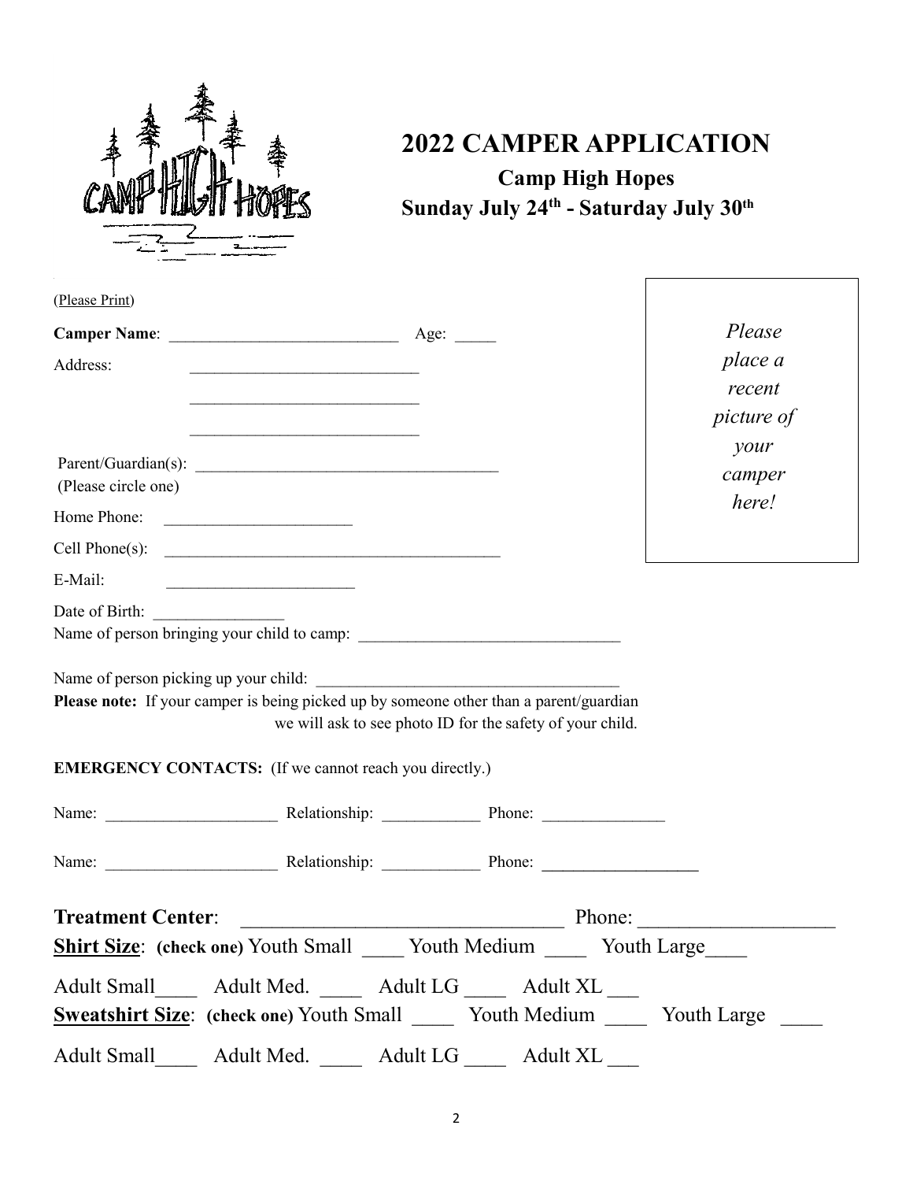# 2022 CAMPER APPLICATION

## Camp High Hopes

### Sunday July 24th - Saturday July 30th

(Please Print)

*Please place a recent picture of your camper here!*

**Camper Name**: ___________________________ Age: _____

Address: ___________________________

___________________________

___________________________

Parent/Guardian(s): ____________________________________
(Please circle one)

Home Phone: _______________________

Cell Phone(s): __________________________________________

E-Mail: _______________________

Date of Birth: ________________

Name of person bringing your child to camp: ________________________________

Name of person picking up your child: ____________________________________

**Please note:** If your camper is being picked up by someone other than a parent/guardian we will ask to see photo ID for the safety of your child.

**EMERGENCY CONTACTS:** (If we cannot reach you directly.)

Name: ____________________ Relationship: ___________ Phone: ______________

Name: ____________________ Relationship: ___________ Phone: __________________

**Treatment Center**: _______________________________ Phone: __________________

**Shirt Size**: **(check one)** Youth Small ____ Youth Medium ____ Youth Large____

Adult Small____ Adult Med. ____ Adult LG ____ Adult XL ___

**Sweatshirt Size**: **(check one)** Youth Small ____ Youth Medium ____ Youth Large ____

Adult Small____ Adult Med. ____ Adult LG ____ Adult XL ___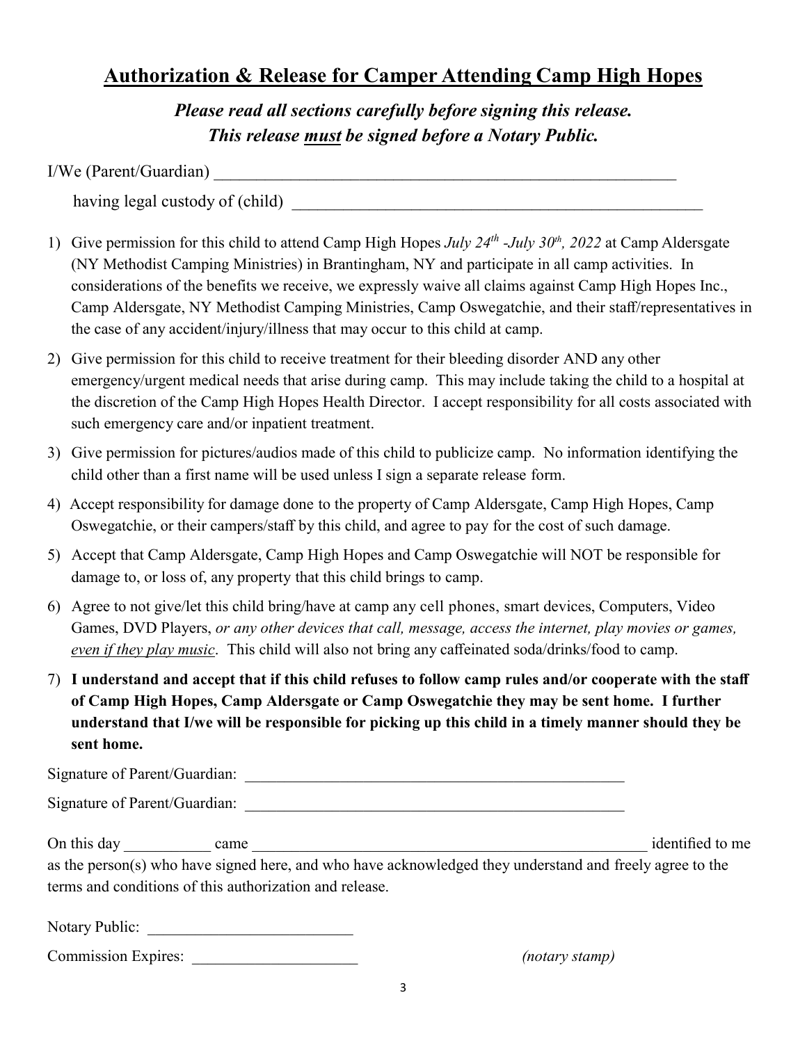# **Authorization & Release for Camper Attending Camp High Hopes**

***Please read all sections carefully before signing this release.***
***This release must be signed before a Notary Public.***

I/We (Parent/Guardian) ___________________________________________________________

having legal custody of (child) ___________________________________________________

1) Give permission for this child to attend Camp High Hopes *July 24th -July 30th, 2022* at Camp Aldersgate (NY Methodist Camping Ministries) in Brantingham, NY and participate in all camp activities. In considerations of the benefits we receive, we expressly waive all claims against Camp High Hopes Inc., Camp Aldersgate, NY Methodist Camping Ministries, Camp Oswegatchie, and their staff/representatives in the case of any accident/injury/illness that may occur to this child at camp.
2) Give permission for this child to receive treatment for their bleeding disorder AND any other emergency/urgent medical needs that arise during camp. This may include taking the child to a hospital at the discretion of the Camp High Hopes Health Director. I accept responsibility for all costs associated with such emergency care and/or inpatient treatment.
3) Give permission for pictures/audios made of this child to publicize camp. No information identifying the child other than a first name will be used unless I sign a separate release form.
4) Accept responsibility for damage done to the property of Camp Aldersgate, Camp High Hopes, Camp Oswegatchie, or their campers/staff by this child, and agree to pay for the cost of such damage.
5) Accept that Camp Aldersgate, Camp High Hopes and Camp Oswegatchie will NOT be responsible for damage to, or loss of, any property that this child brings to camp.
6) Agree to not give/let this child bring/have at camp any cell phones, smart devices, Computers, Video Games, DVD Players, *or any other devices that call, message, access the internet, play movies or games, even if they play music*. This child will also not bring any caffeinated soda/drinks/food to camp.
7) **I understand and accept that if this child refuses to follow camp rules and/or cooperate with the staff of Camp High Hopes, Camp Aldersgate or Camp Oswegatchie they may be sent home. I further understand that I/we will be responsible for picking up this child in a timely manner should they be sent home.**

Signature of Parent/Guardian: _____________________________________________

Signature of Parent/Guardian: _____________________________________________

On this day ___________ came _____________________________________________ identified to me as the person(s) who have signed here, and who have acknowledged they understand and freely agree to the terms and conditions of this authorization and release.

Notary Public: __________________________

Commission Expires: ____________________ *(notary stamp)*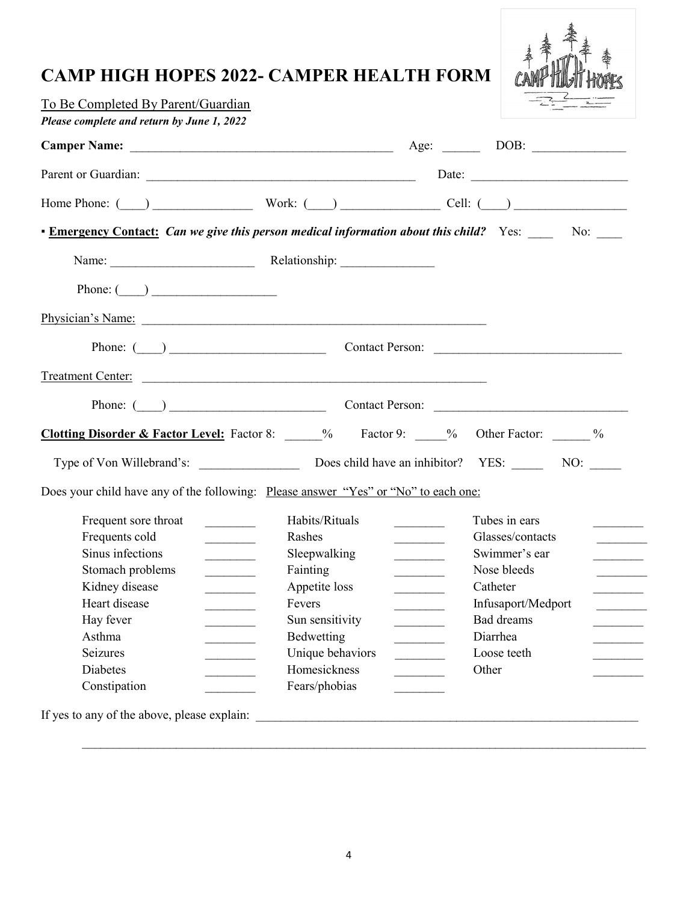# CAMP HIGH HOPES 2022- CAMPER HEALTH FORM

To Be Completed By Parent/Guardian

***Please complete and return by June 1, 2022***

**Camper Name:** ________________________________________ Age: ______ DOB: _______________

Parent or Guardian: __________________________________________ Date: _________________________

Home Phone: (____) ________________ Work: (____) _______________ Cell: (____) _________________

▪ **Emergency Contact:** ***Can we give this person medical information about this child?*** Yes: ____ No: ____

Name: _______________________ Relationship: _______________

Phone: (____) ____________________

Physician's Name: _______________________________________________________

Phone: (____) _________________________ Contact Person: ______________________________

Treatment Center: _______________________________________________________

Phone: (____) _________________________ Contact Person: ______________________________

**Clotting Disorder & Factor Level:** Factor 8: ______% Factor 9: _____% Other Factor: ______ %

Type of Von Willebrand's: ________________ Does child have an inhibitor? YES: _____ NO: _____

Does your child have any of the following: Please answer "Yes" or "No" to each one:

| | | | | | |
|---|---|---|---|---|---|
| Frequent sore throat | ________ | Habits/Rituals | ________ | Tubes in ears | ________ |
| Frequents cold | ________ | Rashes | ________ | Glasses/contacts | ________ |
| Sinus infections | ________ | Sleepwalking | ________ | Swimmer's ear | ________ |
| Stomach problems | ________ | Fainting | ________ | Nose bleeds | ________ |
| Kidney disease | ________ | Appetite loss | ________ | Catheter | ________ |
| Heart disease | ________ | Fevers | ________ | Infusaport/Medport | ________ |
| Hay fever | ________ | Sun sensitivity | ________ | Bad dreams | ________ |
| Asthma | ________ | Bedwetting | ________ | Diarrhea | ________ |
| Seizures | ________ | Unique behaviors | ________ | Loose teeth | ________ |
| Diabetes | ________ | Homesickness | ________ | Other | ________ |
| Constipation | ________ | Fears/phobias | ________ | | |

If yes to any of the above, please explain: ________________________________________________________________

__________________________________________________________________________________________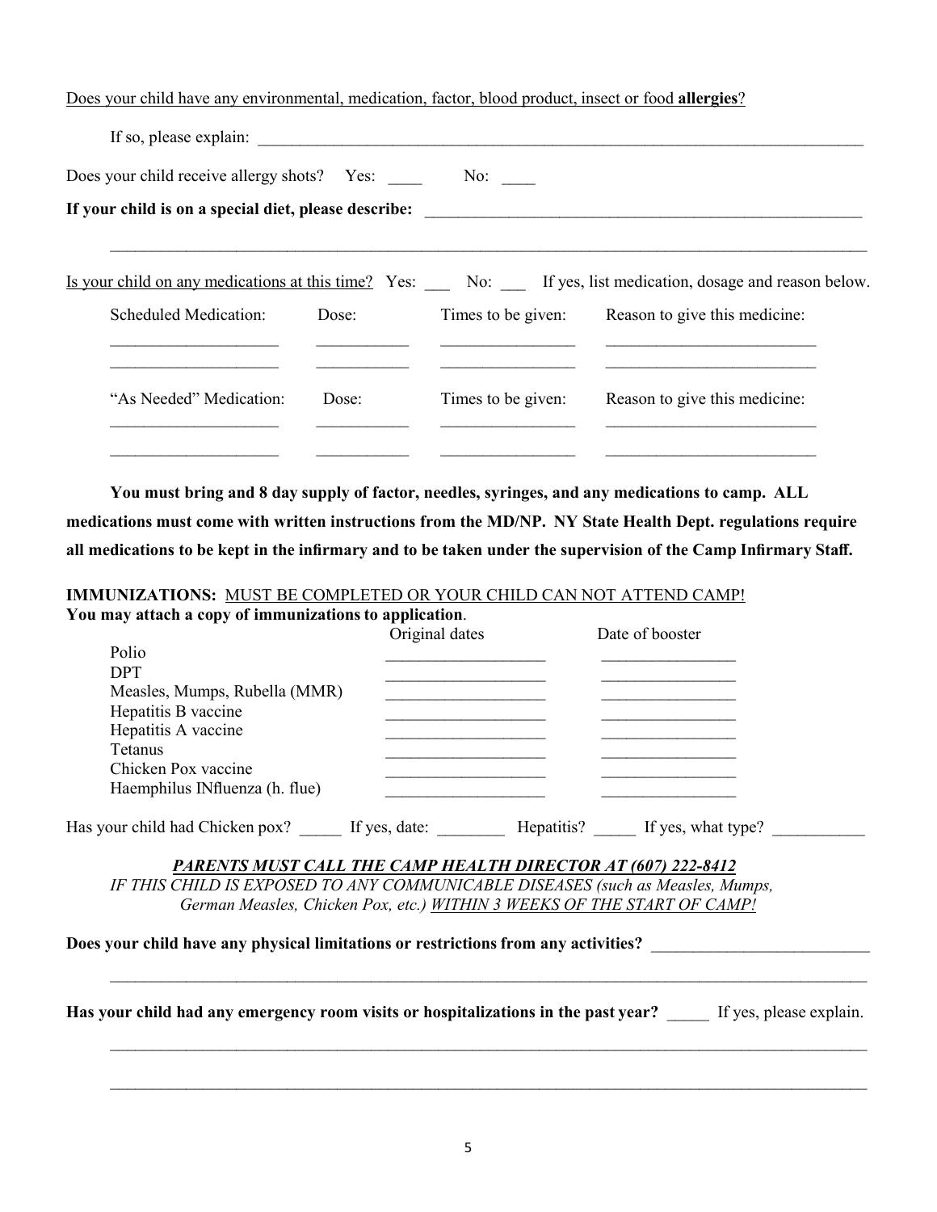<u>Does your child have any environmental, medication, factor, blood product, insect or food **allergies**?</u>

If so, please explain: ___________________________________________________________________________

Does your child receive allergy shots? Yes: ____ No: ____

**If your child is on a special diet, please describe:** ______________________________________________________

_____________________________________________________________________________________________

<u>Is your child on any medications at this time?</u> Yes: ___ No: ___ If yes, list medication, dosage and reason below.

| Scheduled Medication: | Dose: | Times to be given: | Reason to give this medicine: |
|---|---|---|---|
| ____________________ | ___________ | ________________ | _________________________ |
| ____________________ | ___________ | ________________ | _________________________ |

| "As Needed" Medication: | Dose: | Times to be given: | Reason to give this medicine: |
|---|---|---|---|
| ____________________ | ___________ | ________________ | _________________________ |
| ____________________ | ___________ | ________________ | _________________________ |

**You must bring and 8 day supply of factor, needles, syringes, and any medications to camp. ALL medications must come with written instructions from the MD/NP. NY State Health Dept. regulations require all medications to be kept in the infirmary and to be taken under the supervision of the Camp Infirmary Staff.**

**IMMUNIZATIONS:** <u>MUST BE COMPLETED OR YOUR CHILD CAN NOT ATTEND CAMP!</u>
**You may attach a copy of immunizations to application**.

| | Original dates | Date of booster |
|---|---|---|
| Polio | ___________________ | ________________ |
| DPT | ___________________ | ________________ |
| Measles, Mumps, Rubella (MMR) | ___________________ | ________________ |
| Hepatitis B vaccine | ___________________ | ________________ |
| Hepatitis A vaccine | ___________________ | ________________ |
| Tetanus | ___________________ | ________________ |
| Chicken Pox vaccine | ___________________ | ________________ |
| Haemphilus INfluenza (h. flue) | ___________________ | ________________ |

Has your child had Chicken pox? _____ If yes, date: ________ Hepatitis? _____ If yes, what type? ___________

***<u>PARENTS MUST CALL THE CAMP HEALTH DIRECTOR AT (607) 222-8412</u>***
*IF THIS CHILD IS EXPOSED TO ANY COMMUNICABLE DISEASES (such as Measles, Mumps, German Measles, Chicken Pox, etc.) <u>WITHIN 3 WEEKS OF THE START OF CAMP!</u>*

**Does your child have any physical limitations or restrictions from any activities?** __________________________

_____________________________________________________________________________________________

**Has your child had any emergency room visits or hospitalizations in the past year?** _____ If yes, please explain.

_____________________________________________________________________________________________

_____________________________________________________________________________________________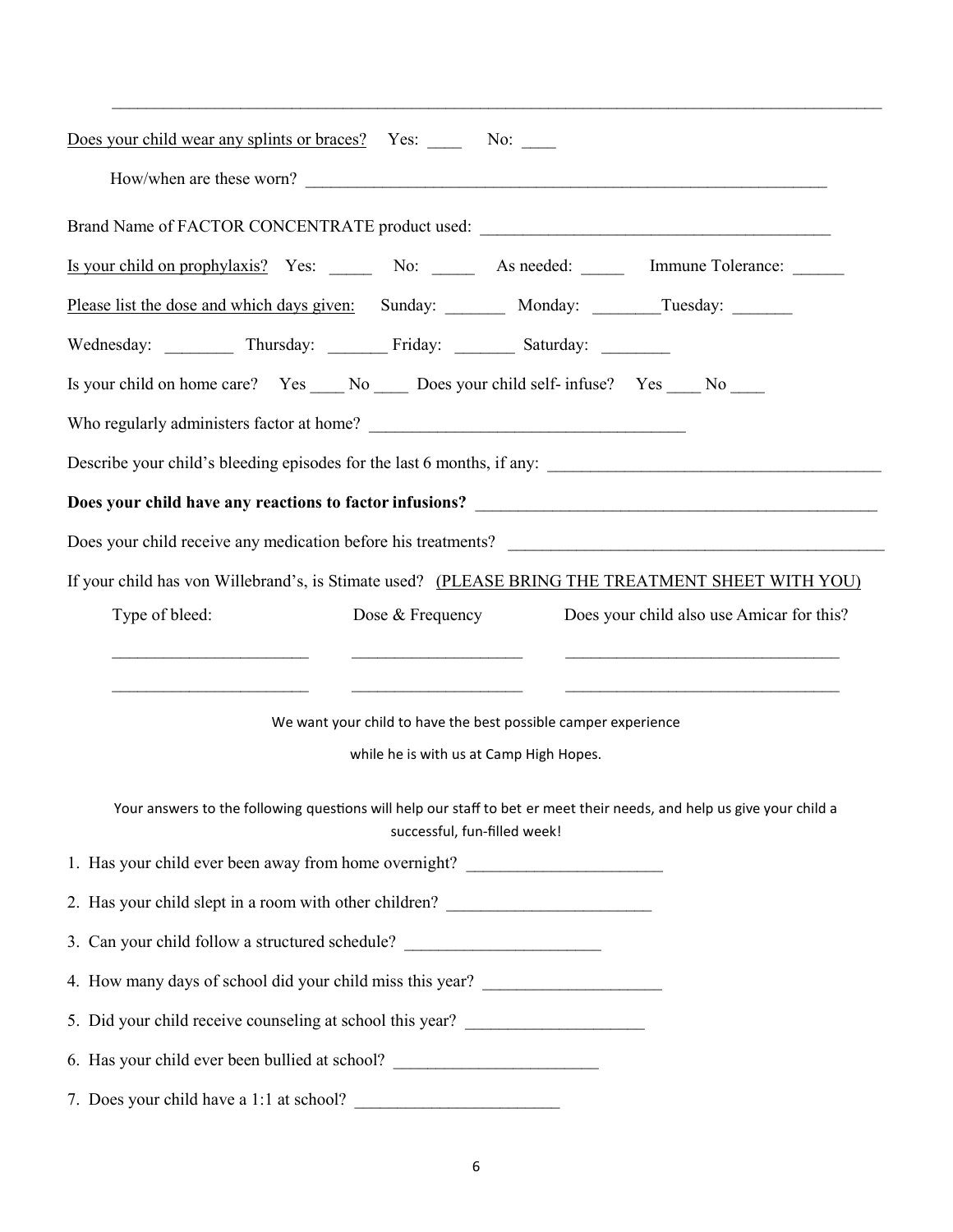_______________________________________________________________________________________

Does your child wear any splints or braces? Yes: ____ No: ____

How/when are these worn? _______________________________________________________________

Brand Name of FACTOR CONCENTRATE product used: ________________________________________

Is your child on prophylaxis? Yes: _____ No: _____ As needed: _____ Immune Tolerance: ______

Please list the dose and which days given: Sunday: _______ Monday: ________Tuesday: _______

Wednesday: ________ Thursday: _______ Friday: _______ Saturday: ________

Is your child on home care? Yes ____ No ____ Does your child self- infuse? Yes ____ No ____

Who regularly administers factor at home? ____________________________________

Describe your child's bleeding episodes for the last 6 months, if any: _______________________________________

**Does your child have any reactions to factor infusions?** ________________________________________________

Does your child receive any medication before his treatments? ____________________________________________

If your child has von Willebrand's, is Stimate used? (PLEASE BRING THE TREATMENT SHEET WITH YOU)

| Type of bleed: | Dose & Frequency | Does your child also use Amicar for this? |
|---|---|---|
| ______________________ | ___________________ | _______________________________ |
| ______________________ | ___________________ | _______________________________ |

We want your child to have the best possible camper experience

while he is with us at Camp High Hopes.

Your answers to the following questions will help our staff to bet er meet their needs, and help us give your child a successful, fun-filled week!

1. Has your child ever been away from home overnight? ______________________
2. Has your child slept in a room with other children? _______________________
3. Can your child follow a structured schedule? ______________________
4. How many days of school did your child miss this year? ____________________
5. Did your child receive counseling at school this year? ____________________
6. Has your child ever been bullied at school? _______________________
7. Does your child have a 1:1 at school? _______________________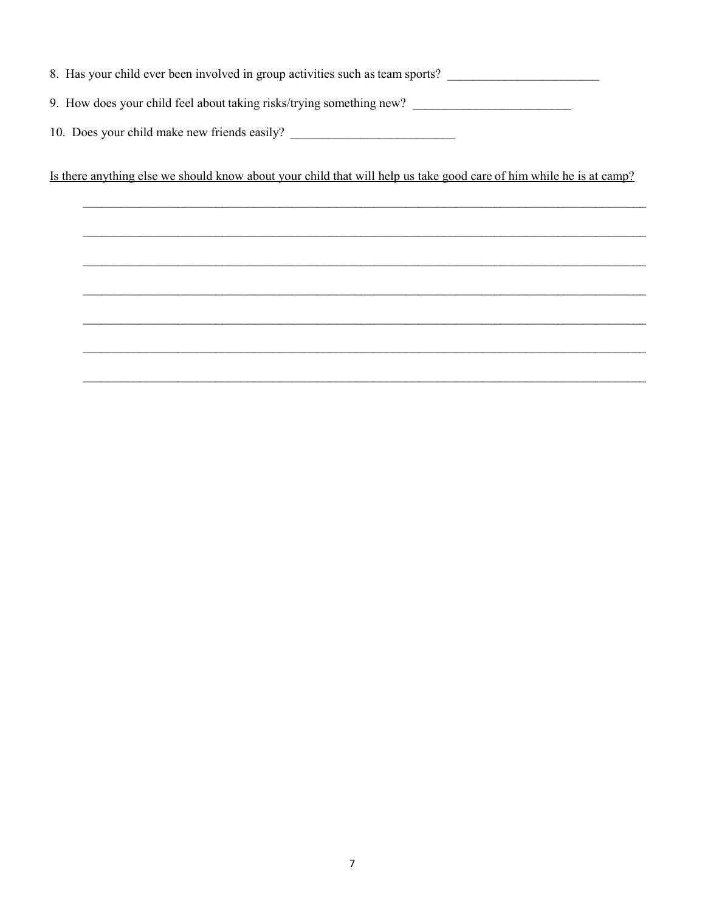8. Has your child ever been involved in group activities such as team sports? ________________________

9. How does your child feel about taking risks/trying something new? _________________________

10. Does your child make new friends easily? __________________________

<u>Is there anything else we should know about your child that will help us take good care of him while he is at camp?</u>

_____________________________________________________________________________________________

_____________________________________________________________________________________________

_____________________________________________________________________________________________

_____________________________________________________________________________________________

_____________________________________________________________________________________________

_____________________________________________________________________________________________

_____________________________________________________________________________________________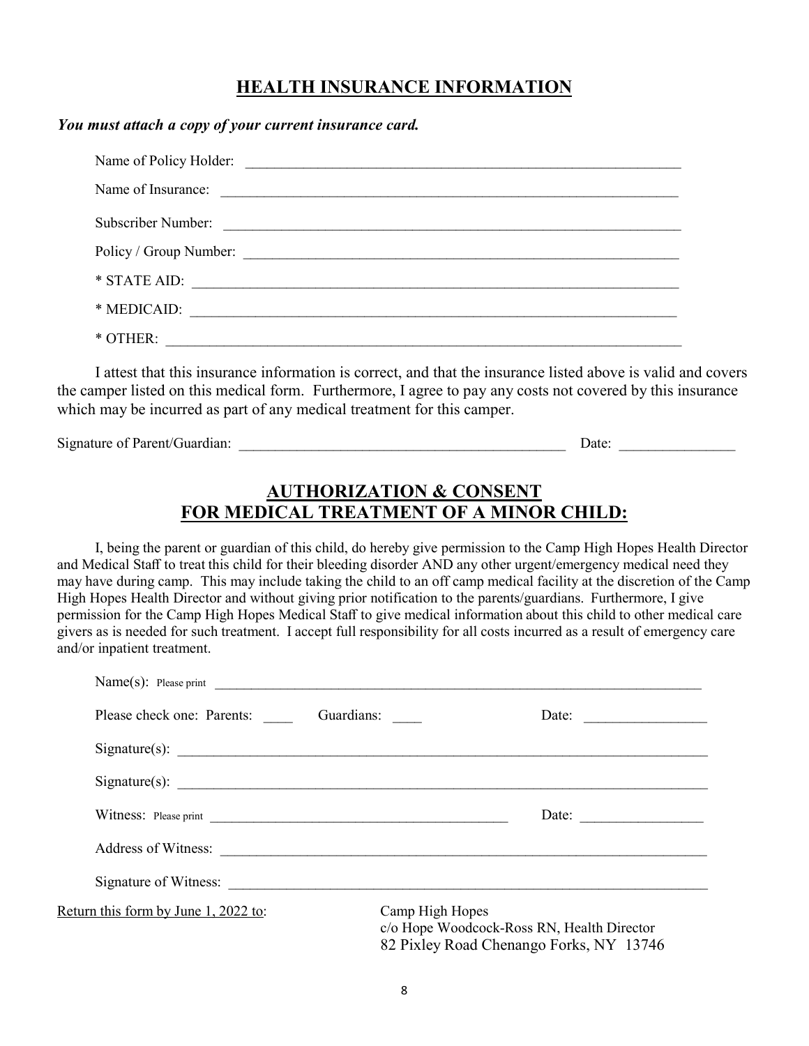## HEALTH INSURANCE INFORMATION

***You must attach a copy of your current insurance card.***

Name of Policy Holder: ______________________________________________

Name of Insurance: ______________________________________________

Subscriber Number: ______________________________________________

Policy / Group Number: ______________________________________________

* STATE AID: ______________________________________________

* MEDICAID: ______________________________________________

* OTHER: ______________________________________________

I attest that this insurance information is correct, and that the insurance listed above is valid and covers the camper listed on this medical form. Furthermore, I agree to pay any costs not covered by this insurance which may be incurred as part of any medical treatment for this camper.

Signature of Parent/Guardian: ______________________________________ Date: ______________

## AUTHORIZATION & CONSENT FOR MEDICAL TREATMENT OF A MINOR CHILD:

I, being the parent or guardian of this child, do hereby give permission to the Camp High Hopes Health Director and Medical Staff to treat this child for their bleeding disorder AND any other urgent/emergency medical need they may have during camp. This may include taking the child to an off camp medical facility at the discretion of the Camp High Hopes Health Director and without giving prior notification to the parents/guardians. Furthermore, I give permission for the Camp High Hopes Medical Staff to give medical information about this child to other medical care givers as is needed for such treatment. I accept full responsibility for all costs incurred as a result of emergency care and/or inpatient treatment.

Name(s): Please print ______________________________________________

Please check one: Parents: ____ Guardians: ____ Date: ______________

Signature(s): ______________________________________________

Signature(s): ______________________________________________

Witness: Please print ______________________________________ Date: ______________

Address of Witness: ______________________________________________

Signature of Witness: ______________________________________________

Return this form by June 1, 2022 to:

Camp High Hopes
c/o Hope Woodcock-Ross RN, Health Director
82 Pixley Road Chenango Forks, NY 13746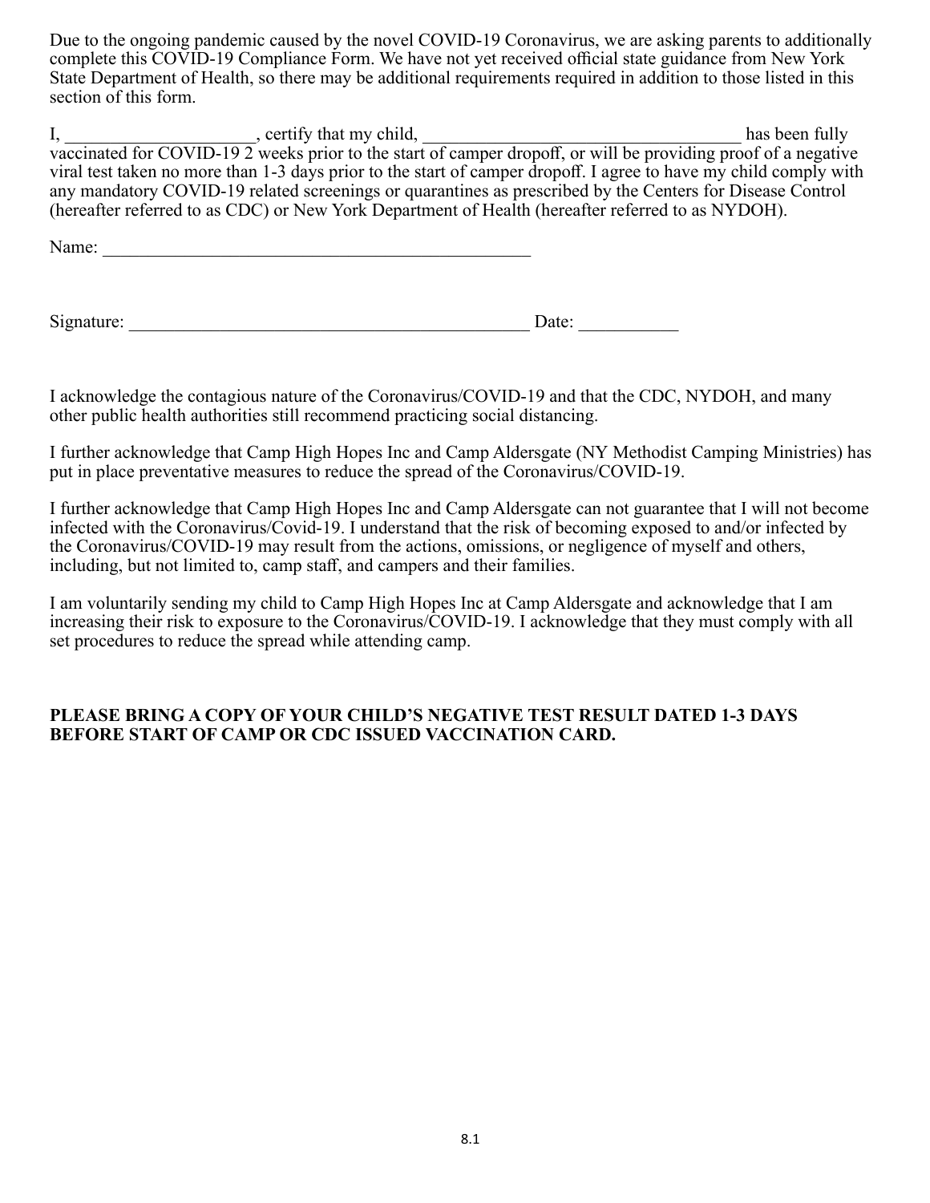Due to the ongoing pandemic caused by the novel COVID-19 Coronavirus, we are asking parents to additionally complete this COVID-19 Compliance Form. We have not yet received official state guidance from New York State Department of Health, so there may be additional requirements required in addition to those listed in this section of this form.

I, ____________________, certify that my child, __________________________________ has been fully vaccinated for COVID-19 2 weeks prior to the start of camper dropoff, or will be providing proof of a negative viral test taken no more than 1-3 days prior to the start of camper dropoff. I agree to have my child comply with any mandatory COVID-19 related screenings or quarantines as prescribed by the Centers for Disease Control (hereafter referred to as CDC) or New York Department of Health (hereafter referred to as NYDOH).

Name: _______________________________________________

Signature: ____________________________________________ Date: __________

I acknowledge the contagious nature of the Coronavirus/COVID-19 and that the CDC, NYDOH, and many other public health authorities still recommend practicing social distancing.

I further acknowledge that Camp High Hopes Inc and Camp Aldersgate (NY Methodist Camping Ministries) has put in place preventative measures to reduce the spread of the Coronavirus/COVID-19.

I further acknowledge that Camp High Hopes Inc and Camp Aldersgate can not guarantee that I will not become infected with the Coronavirus/Covid-19. I understand that the risk of becoming exposed to and/or infected by the Coronavirus/COVID-19 may result from the actions, omissions, or negligence of myself and others, including, but not limited to, camp staff, and campers and their families.

I am voluntarily sending my child to Camp High Hopes Inc at Camp Aldersgate and acknowledge that I am increasing their risk to exposure to the Coronavirus/COVID-19. I acknowledge that they must comply with all set procedures to reduce the spread while attending camp.

**PLEASE BRING A COPY OF YOUR CHILD'S NEGATIVE TEST RESULT DATED 1-3 DAYS BEFORE START OF CAMP OR CDC ISSUED VACCINATION CARD.**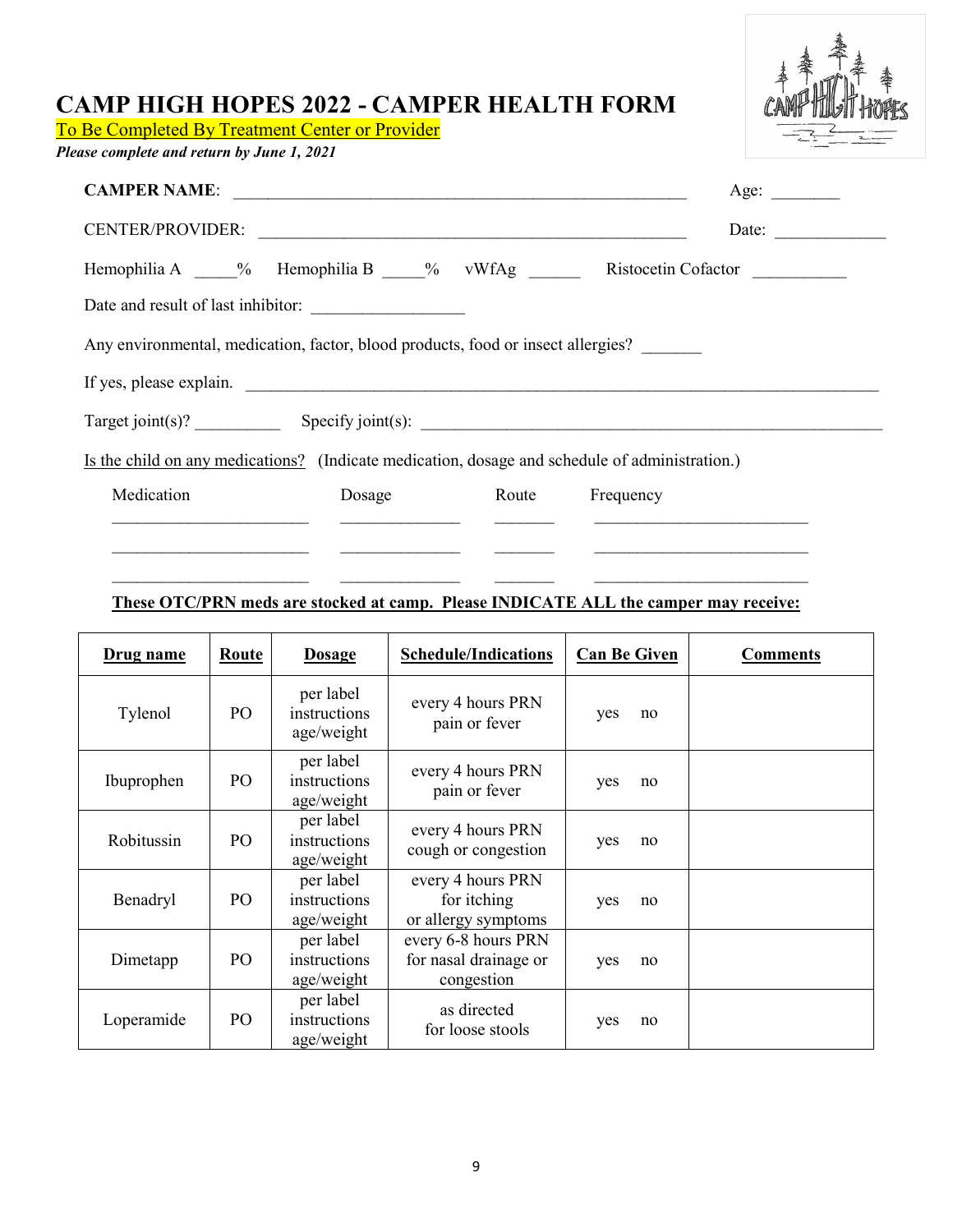# CAMP HIGH HOPES 2022 - CAMPER HEALTH FORM

To Be Completed By Treatment Center or Provider

***Please complete and return by June 1, 2021***

**CAMPER NAME**: ______________________________________________________ Age: ________

CENTER/PROVIDER: ___________________________________________________ Date: _____________

Hemophilia A _____% Hemophilia B _____% vWfAg ______ Ristocetin Cofactor ___________

Date and result of last inhibitor: __________________

Any environmental, medication, factor, blood products, food or insect allergies? _______

If yes, please explain. ____________________________________________________________________________

Target joint(s)? __________ Specify joint(s): _________________________________________________________

Is the child on any medications? (Indicate medication, dosage and schedule of administration.)

| Medication | Dosage | Route | Frequency |
|---|---|---|---|
| ________________________ | ______________ | _______ | __________________________ |
| ________________________ | ______________ | _______ | __________________________ |
| ________________________ | ______________ | _______ | __________________________ |

**These OTC/PRN meds are stocked at camp. Please INDICATE ALL the camper may receive:**

| **Drug name** | **Route** | **Dosage** | **Schedule/Indications** | **Can Be Given** | **Comments** |
|---|---|---|---|---|---|
| Tylenol | PO | per label instructions age/weight | every 4 hours PRN pain or fever | yes no | |
| Ibuprophen | PO | per label instructions age/weight | every 4 hours PRN pain or fever | yes no | |
| Robitussin | PO | per label instructions age/weight | every 4 hours PRN cough or congestion | yes no | |
| Benadryl | PO | per label instructions age/weight | every 4 hours PRN for itching or allergy symptoms | yes no | |
| Dimetapp | PO | per label instructions age/weight | every 6-8 hours PRN for nasal drainage or congestion | yes no | |
| Loperamide | PO | per label instructions age/weight | as directed for loose stools | yes no | |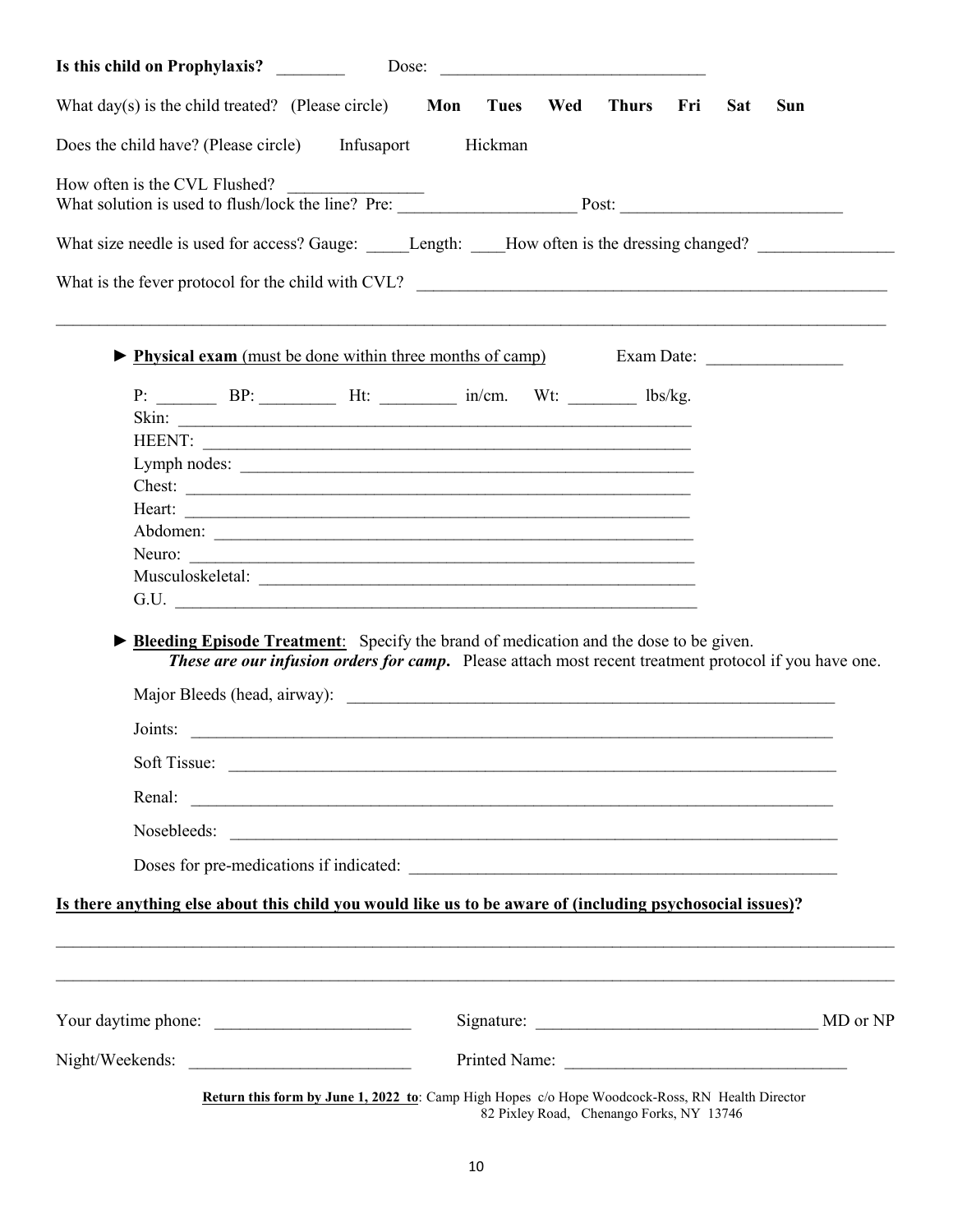**Is this child on Prophylaxis?** ________ Dose: ________________________________

What day(s) is the child treated? (Please circle) **Mon** **Tues** **Wed** **Thurs** **Fri** **Sat** **Sun**

Does the child have? (Please circle) Infusaport Hickman

How often is the CVL Flushed? ________________
What solution is used to flush/lock the line? Pre: ______________________ Post: ___________________________

What size needle is used for access? Gauge: _____Length: ____How often is the dressing changed? ________________

What is the fever protocol for the child with CVL? __________________________________________________________

____________________________________________________________________________________________________

► **Physical exam** (must be done within three months of camp) Exam Date: ________________

P: _______ BP: _________ Ht: _________ in/cm. Wt: ________ lbs/kg.
Skin: ____________________________________________________________
HEENT: __________________________________________________________
Lymph nodes: _____________________________________________________
Chest: ___________________________________________________________
Heart: ___________________________________________________________
Abdomen: ________________________________________________________
Neuro: ___________________________________________________________
Musculoskeletal: ___________________________________________________
G.U. _____________________________________________________________

► **Bleeding Episode Treatment**: Specify the brand of medication and the dose to be given.
***These are our infusion orders for camp.*** Please attach most recent treatment protocol if you have one.

Major Bleeds (head, airway): ____________________________________________________________

Joints: ___________________________________________________________________________

Soft Tissue: _______________________________________________________________________

Renal: ____________________________________________________________________________

Nosebleeds: ________________________________________________________________________

Doses for pre-medications if indicated: ____________________________________________________

**Is there anything else about this child you would like us to be aware of (including psychosocial issues)?**

____________________________________________________________________________________________________

____________________________________________________________________________________________________

Your daytime phone: _______________________ Signature: _________________________________ MD or NP

Night/Weekends: __________________________ Printed Name: _________________________________

**Return this form by June 1, 2022 to**: Camp High Hopes c/o Hope Woodcock-Ross, RN Health Director
82 Pixley Road, Chenango Forks, NY 13746